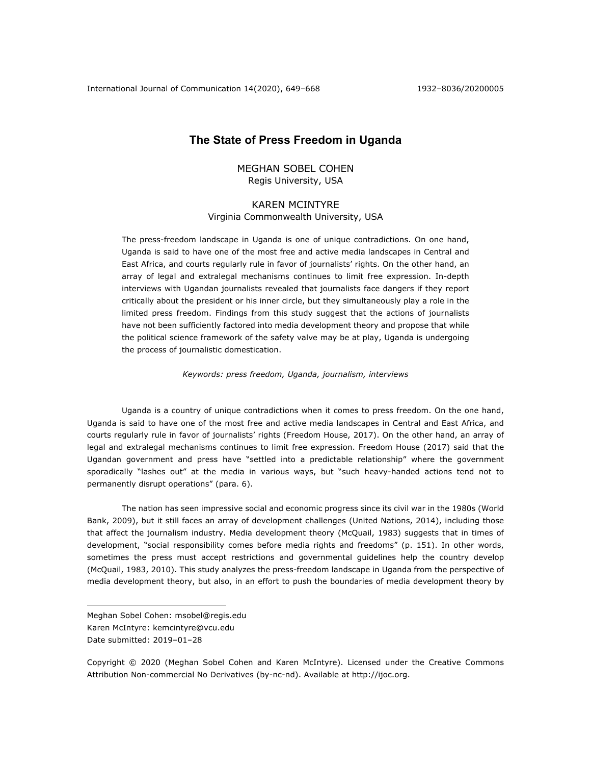# The State of Press Freedom in Uganda

MEGHAN SOBEL COHEN
Regis University, USA

KAREN MCINTYRE
Virginia Commonwealth University, USA

The press-freedom landscape in Uganda is one of unique contradictions. On one hand, Uganda is said to have one of the most free and active media landscapes in Central and East Africa, and courts regularly rule in favor of journalists' rights. On the other hand, an array of legal and extralegal mechanisms continues to limit free expression. In-depth interviews with Ugandan journalists revealed that journalists face dangers if they report critically about the president or his inner circle, but they simultaneously play a role in the limited press freedom. Findings from this study suggest that the actions of journalists have not been sufficiently factored into media development theory and propose that while the political science framework of the safety valve may be at play, Uganda is undergoing the process of journalistic domestication.

*Keywords: press freedom, Uganda, journalism, interviews*

Uganda is a country of unique contradictions when it comes to press freedom. On the one hand, Uganda is said to have one of the most free and active media landscapes in Central and East Africa, and courts regularly rule in favor of journalists' rights (Freedom House, 2017). On the other hand, an array of legal and extralegal mechanisms continues to limit free expression. Freedom House (2017) said that the Ugandan government and press have "settled into a predictable relationship" where the government sporadically "lashes out" at the media in various ways, but "such heavy-handed actions tend not to permanently disrupt operations" (para. 6).

The nation has seen impressive social and economic progress since its civil war in the 1980s (World Bank, 2009), but it still faces an array of development challenges (United Nations, 2014), including those that affect the journalism industry. Media development theory (McQuail, 1983) suggests that in times of development, "social responsibility comes before media rights and freedoms" (p. 151). In other words, sometimes the press must accept restrictions and governmental guidelines help the country develop (McQuail, 1983, 2010). This study analyzes the press-freedom landscape in Uganda from the perspective of media development theory, but also, in an effort to push the boundaries of media development theory by

Meghan Sobel Cohen: msobel@regis.edu
Karen McIntyre: kemcintyre@vcu.edu
Date submitted: 2019–01–28

Copyright © 2020 (Meghan Sobel Cohen and Karen McIntyre). Licensed under the Creative Commons Attribution Non-commercial No Derivatives (by-nc-nd). Available at http://ijoc.org.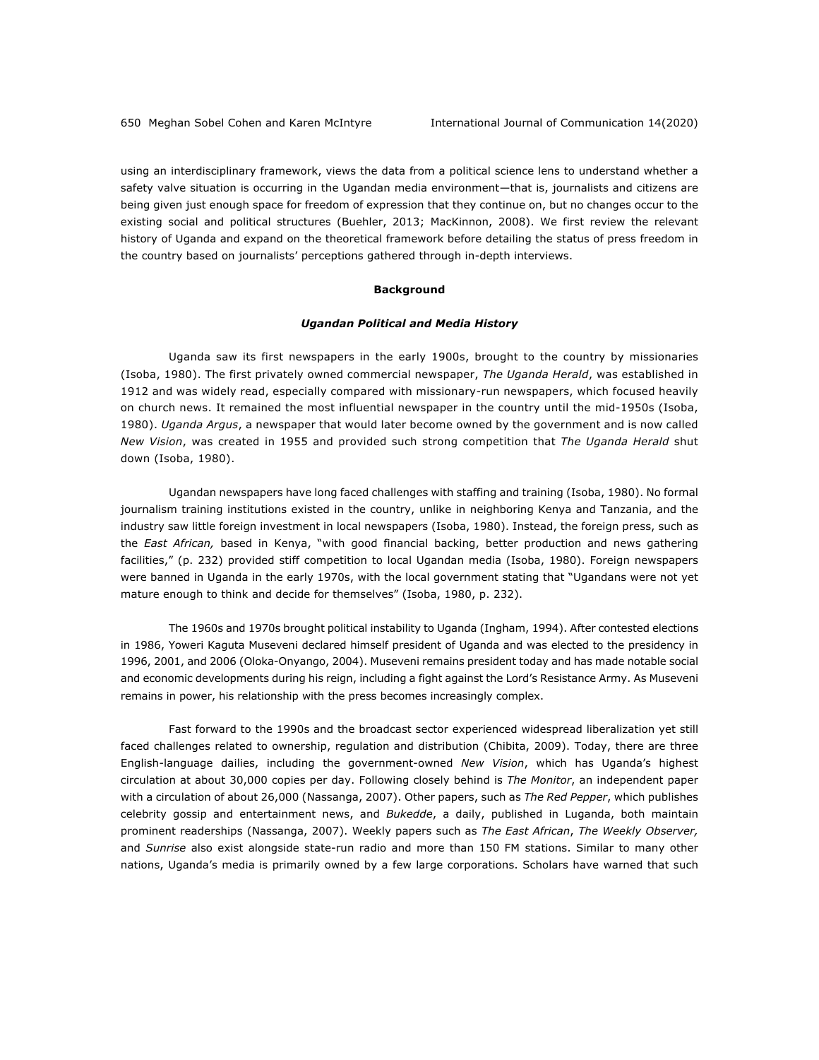using an interdisciplinary framework, views the data from a political science lens to understand whether a safety valve situation is occurring in the Ugandan media environment—that is, journalists and citizens are being given just enough space for freedom of expression that they continue on, but no changes occur to the existing social and political structures (Buehler, 2013; MacKinnon, 2008). We first review the relevant history of Uganda and expand on the theoretical framework before detailing the status of press freedom in the country based on journalists' perceptions gathered through in-depth interviews.

## Background

### *Ugandan Political and Media History*

Uganda saw its first newspapers in the early 1900s, brought to the country by missionaries (Isoba, 1980). The first privately owned commercial newspaper, *The Uganda Herald*, was established in 1912 and was widely read, especially compared with missionary-run newspapers, which focused heavily on church news. It remained the most influential newspaper in the country until the mid-1950s (Isoba, 1980). *Uganda Argus*, a newspaper that would later become owned by the government and is now called *New Vision*, was created in 1955 and provided such strong competition that *The Uganda Herald* shut down (Isoba, 1980).

Ugandan newspapers have long faced challenges with staffing and training (Isoba, 1980). No formal journalism training institutions existed in the country, unlike in neighboring Kenya and Tanzania, and the industry saw little foreign investment in local newspapers (Isoba, 1980). Instead, the foreign press, such as the *East African,* based in Kenya, "with good financial backing, better production and news gathering facilities," (p. 232) provided stiff competition to local Ugandan media (Isoba, 1980). Foreign newspapers were banned in Uganda in the early 1970s, with the local government stating that "Ugandans were not yet mature enough to think and decide for themselves" (Isoba, 1980, p. 232).

The 1960s and 1970s brought political instability to Uganda (Ingham, 1994). After contested elections in 1986, Yoweri Kaguta Museveni declared himself president of Uganda and was elected to the presidency in 1996, 2001, and 2006 (Oloka-Onyango, 2004). Museveni remains president today and has made notable social and economic developments during his reign, including a fight against the Lord's Resistance Army. As Museveni remains in power, his relationship with the press becomes increasingly complex.

Fast forward to the 1990s and the broadcast sector experienced widespread liberalization yet still faced challenges related to ownership, regulation and distribution (Chibita, 2009). Today, there are three English-language dailies, including the government-owned *New Vision*, which has Uganda's highest circulation at about 30,000 copies per day. Following closely behind is *The Monitor*, an independent paper with a circulation of about 26,000 (Nassanga, 2007). Other papers, such as *The Red Pepper*, which publishes celebrity gossip and entertainment news, and *Bukedde*, a daily, published in Luganda, both maintain prominent readerships (Nassanga, 2007). Weekly papers such as *The East African*, *The Weekly Observer,* and *Sunrise* also exist alongside state-run radio and more than 150 FM stations. Similar to many other nations, Uganda's media is primarily owned by a few large corporations. Scholars have warned that such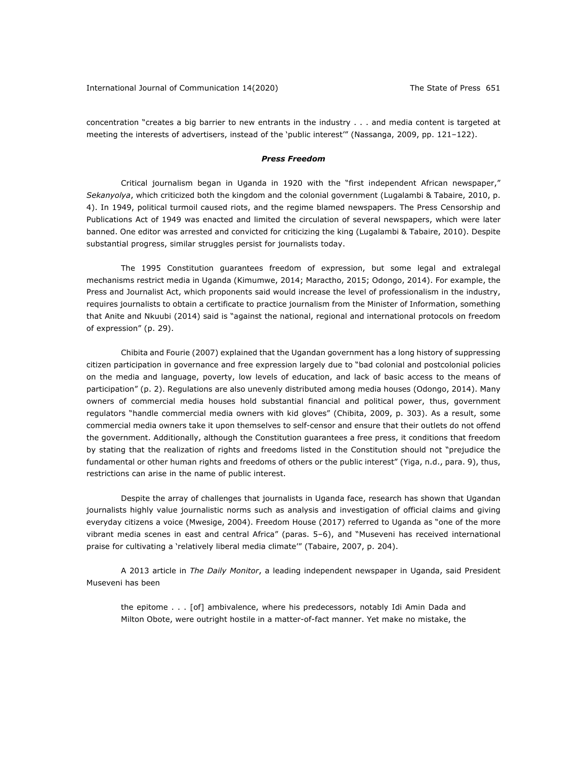concentration "creates a big barrier to new entrants in the industry . . . and media content is targeted at meeting the interests of advertisers, instead of the 'public interest'" (Nassanga, 2009, pp. 121–122).

### ***Press Freedom***

Critical journalism began in Uganda in 1920 with the "first independent African newspaper," *Sekanyolya*, which criticized both the kingdom and the colonial government (Lugalambi & Tabaire, 2010, p. 4). In 1949, political turmoil caused riots, and the regime blamed newspapers. The Press Censorship and Publications Act of 1949 was enacted and limited the circulation of several newspapers, which were later banned. One editor was arrested and convicted for criticizing the king (Lugalambi & Tabaire, 2010). Despite substantial progress, similar struggles persist for journalists today.

The 1995 Constitution guarantees freedom of expression, but some legal and extralegal mechanisms restrict media in Uganda (Kimumwe, 2014; Maractho, 2015; Odongo, 2014). For example, the Press and Journalist Act, which proponents said would increase the level of professionalism in the industry, requires journalists to obtain a certificate to practice journalism from the Minister of Information, something that Anite and Nkuubi (2014) said is "against the national, regional and international protocols on freedom of expression" (p. 29).

Chibita and Fourie (2007) explained that the Ugandan government has a long history of suppressing citizen participation in governance and free expression largely due to "bad colonial and postcolonial policies on the media and language, poverty, low levels of education, and lack of basic access to the means of participation" (p. 2). Regulations are also unevenly distributed among media houses (Odongo, 2014). Many owners of commercial media houses hold substantial financial and political power, thus, government regulators "handle commercial media owners with kid gloves" (Chibita, 2009, p. 303). As a result, some commercial media owners take it upon themselves to self-censor and ensure that their outlets do not offend the government. Additionally, although the Constitution guarantees a free press, it conditions that freedom by stating that the realization of rights and freedoms listed in the Constitution should not "prejudice the fundamental or other human rights and freedoms of others or the public interest" (Yiga, n.d., para. 9), thus, restrictions can arise in the name of public interest.

Despite the array of challenges that journalists in Uganda face, research has shown that Ugandan journalists highly value journalistic norms such as analysis and investigation of official claims and giving everyday citizens a voice (Mwesige, 2004). Freedom House (2017) referred to Uganda as "one of the more vibrant media scenes in east and central Africa" (paras. 5–6), and "Museveni has received international praise for cultivating a 'relatively liberal media climate'" (Tabaire, 2007, p. 204).

A 2013 article in *The Daily Monitor*, a leading independent newspaper in Uganda, said President Museveni has been

> the epitome . . . [of] ambivalence, where his predecessors, notably Idi Amin Dada and Milton Obote, were outright hostile in a matter-of-fact manner. Yet make no mistake, the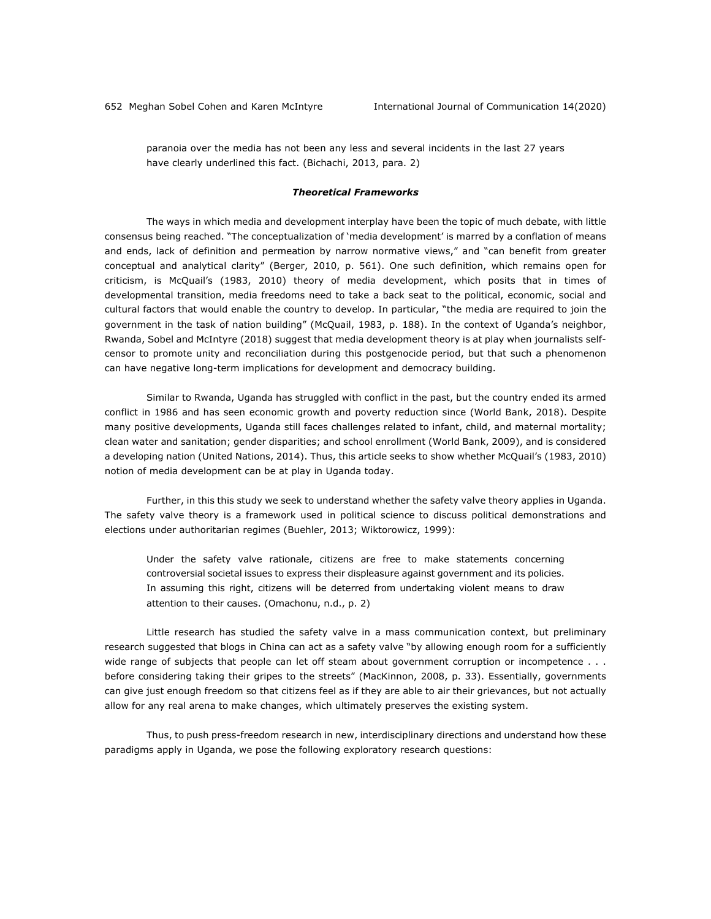> paranoia over the media has not been any less and several incidents in the last 27 years have clearly underlined this fact. (Bichachi, 2013, para. 2)

### ***Theoretical Frameworks***

The ways in which media and development interplay have been the topic of much debate, with little consensus being reached. "The conceptualization of 'media development' is marred by a conflation of means and ends, lack of definition and permeation by narrow normative views," and "can benefit from greater conceptual and analytical clarity" (Berger, 2010, p. 561). One such definition, which remains open for criticism, is McQuail's (1983, 2010) theory of media development, which posits that in times of developmental transition, media freedoms need to take a back seat to the political, economic, social and cultural factors that would enable the country to develop. In particular, "the media are required to join the government in the task of nation building" (McQuail, 1983, p. 188). In the context of Uganda's neighbor, Rwanda, Sobel and McIntyre (2018) suggest that media development theory is at play when journalists self-censor to promote unity and reconciliation during this postgenocide period, but that such a phenomenon can have negative long-term implications for development and democracy building.

Similar to Rwanda, Uganda has struggled with conflict in the past, but the country ended its armed conflict in 1986 and has seen economic growth and poverty reduction since (World Bank, 2018). Despite many positive developments, Uganda still faces challenges related to infant, child, and maternal mortality; clean water and sanitation; gender disparities; and school enrollment (World Bank, 2009), and is considered a developing nation (United Nations, 2014). Thus, this article seeks to show whether McQuail's (1983, 2010) notion of media development can be at play in Uganda today.

Further, in this this study we seek to understand whether the safety valve theory applies in Uganda. The safety valve theory is a framework used in political science to discuss political demonstrations and elections under authoritarian regimes (Buehler, 2013; Wiktorowicz, 1999):

> Under the safety valve rationale, citizens are free to make statements concerning controversial societal issues to express their displeasure against government and its policies. In assuming this right, citizens will be deterred from undertaking violent means to draw attention to their causes. (Omachonu, n.d., p. 2)

Little research has studied the safety valve in a mass communication context, but preliminary research suggested that blogs in China can act as a safety valve "by allowing enough room for a sufficiently wide range of subjects that people can let off steam about government corruption or incompetence . . . before considering taking their gripes to the streets" (MacKinnon, 2008, p. 33). Essentially, governments can give just enough freedom so that citizens feel as if they are able to air their grievances, but not actually allow for any real arena to make changes, which ultimately preserves the existing system.

Thus, to push press-freedom research in new, interdisciplinary directions and understand how these paradigms apply in Uganda, we pose the following exploratory research questions: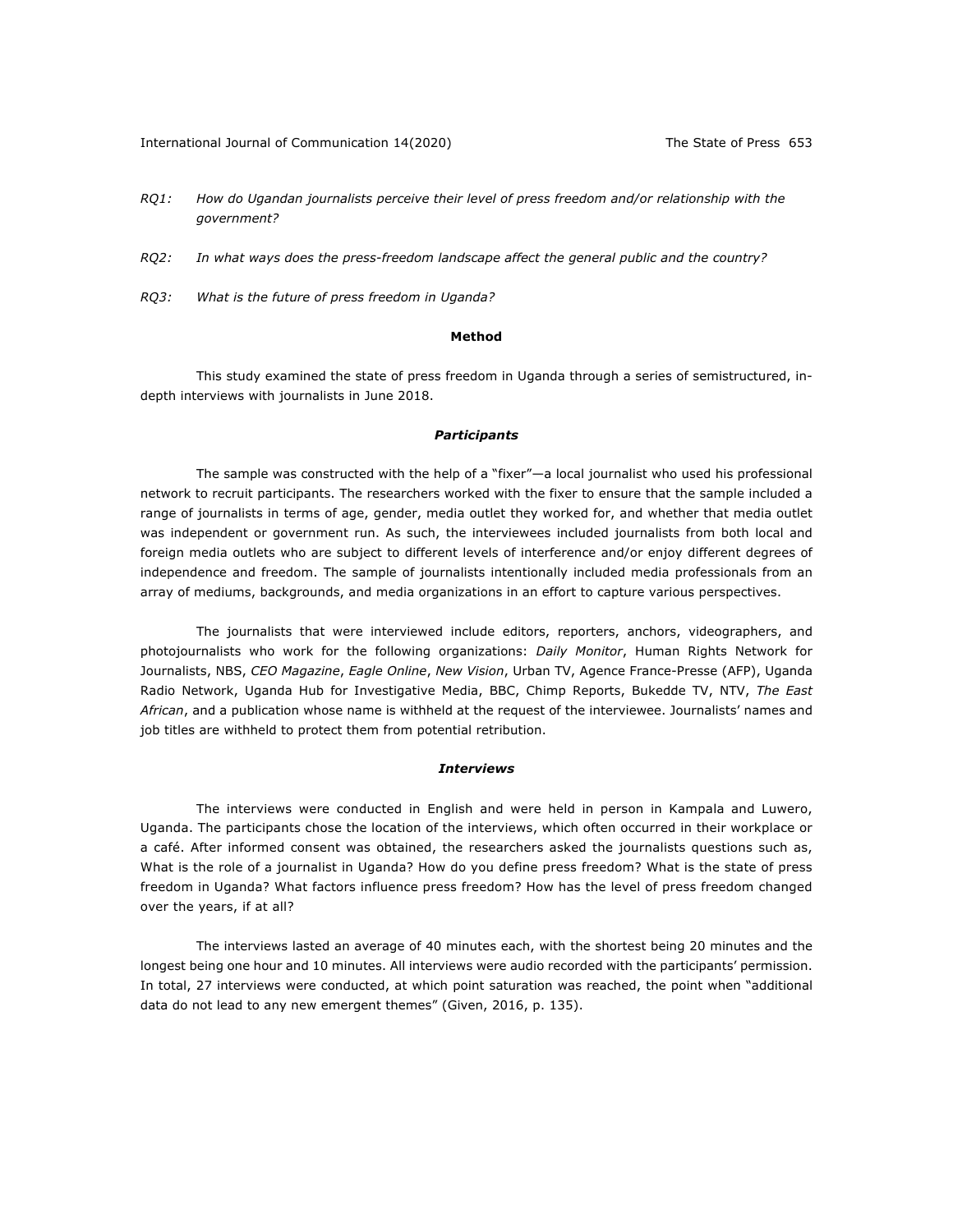*RQ1: How do Ugandan journalists perceive their level of press freedom and/or relationship with the government?*

*RQ2: In what ways does the press-freedom landscape affect the general public and the country?*

*RQ3: What is the future of press freedom in Uganda?*

## Method

This study examined the state of press freedom in Uganda through a series of semistructured, in-depth interviews with journalists in June 2018.

### *Participants*

The sample was constructed with the help of a "fixer"—a local journalist who used his professional network to recruit participants. The researchers worked with the fixer to ensure that the sample included a range of journalists in terms of age, gender, media outlet they worked for, and whether that media outlet was independent or government run. As such, the interviewees included journalists from both local and foreign media outlets who are subject to different levels of interference and/or enjoy different degrees of independence and freedom. The sample of journalists intentionally included media professionals from an array of mediums, backgrounds, and media organizations in an effort to capture various perspectives.

The journalists that were interviewed include editors, reporters, anchors, videographers, and photojournalists who work for the following organizations: *Daily Monitor*, Human Rights Network for Journalists, NBS, *CEO Magazine*, *Eagle Online*, *New Vision*, Urban TV, Agence France-Presse (AFP), Uganda Radio Network, Uganda Hub for Investigative Media, BBC, Chimp Reports, Bukedde TV, NTV, *The East African*, and a publication whose name is withheld at the request of the interviewee. Journalists' names and job titles are withheld to protect them from potential retribution.

### *Interviews*

The interviews were conducted in English and were held in person in Kampala and Luwero, Uganda. The participants chose the location of the interviews, which often occurred in their workplace or a café. After informed consent was obtained, the researchers asked the journalists questions such as, What is the role of a journalist in Uganda? How do you define press freedom? What is the state of press freedom in Uganda? What factors influence press freedom? How has the level of press freedom changed over the years, if at all?

The interviews lasted an average of 40 minutes each, with the shortest being 20 minutes and the longest being one hour and 10 minutes. All interviews were audio recorded with the participants' permission. In total, 27 interviews were conducted, at which point saturation was reached, the point when "additional data do not lead to any new emergent themes" (Given, 2016, p. 135).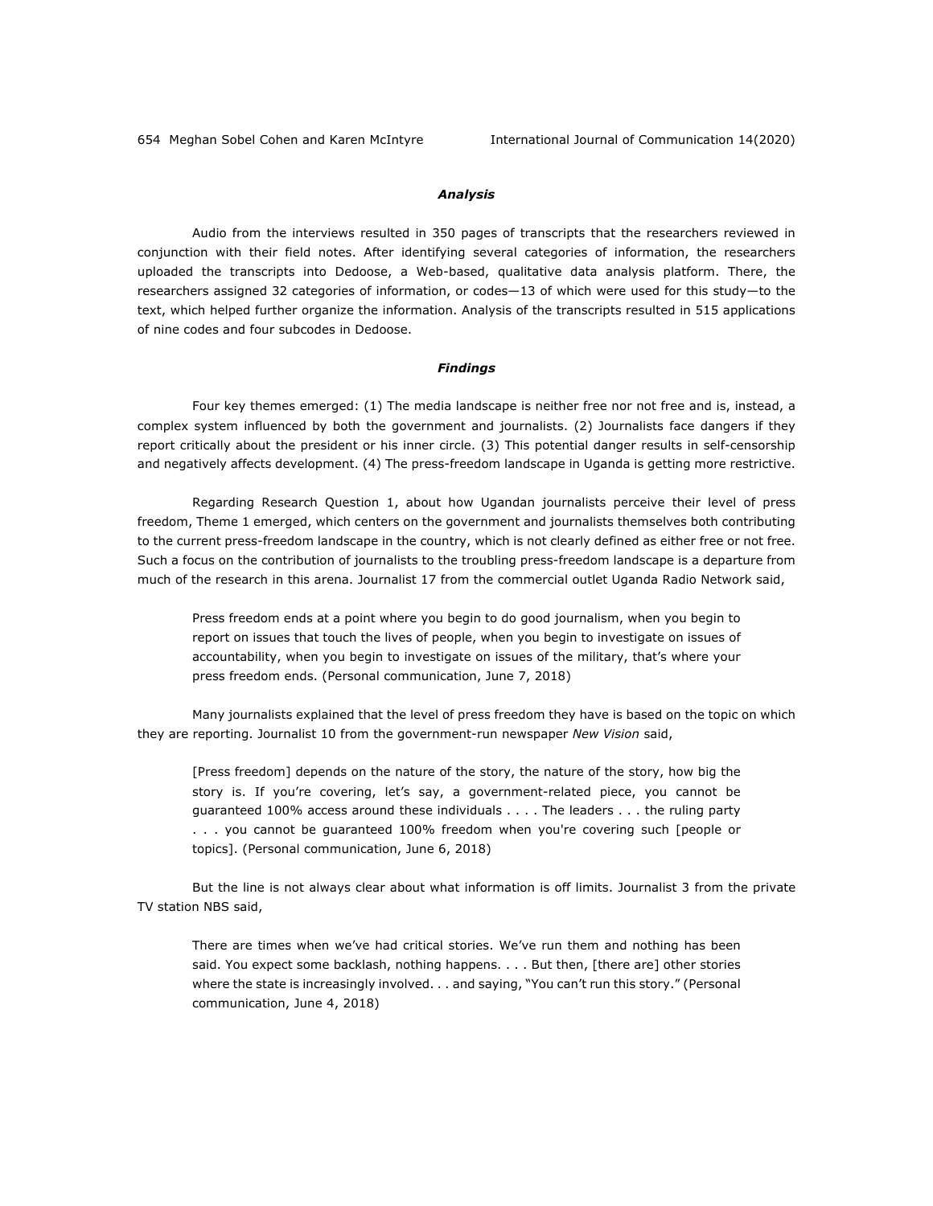### *Analysis*

Audio from the interviews resulted in 350 pages of transcripts that the researchers reviewed in conjunction with their field notes. After identifying several categories of information, the researchers uploaded the transcripts into Dedoose, a Web-based, qualitative data analysis platform. There, the researchers assigned 32 categories of information, or codes—13 of which were used for this study—to the text, which helped further organize the information. Analysis of the transcripts resulted in 515 applications of nine codes and four subcodes in Dedoose.

### *Findings*

Four key themes emerged: (1) The media landscape is neither free nor not free and is, instead, a complex system influenced by both the government and journalists. (2) Journalists face dangers if they report critically about the president or his inner circle. (3) This potential danger results in self-censorship and negatively affects development. (4) The press-freedom landscape in Uganda is getting more restrictive.

Regarding Research Question 1, about how Ugandan journalists perceive their level of press freedom, Theme 1 emerged, which centers on the government and journalists themselves both contributing to the current press-freedom landscape in the country, which is not clearly defined as either free or not free. Such a focus on the contribution of journalists to the troubling press-freedom landscape is a departure from much of the research in this arena. Journalist 17 from the commercial outlet Uganda Radio Network said,

> Press freedom ends at a point where you begin to do good journalism, when you begin to report on issues that touch the lives of people, when you begin to investigate on issues of accountability, when you begin to investigate on issues of the military, that's where your press freedom ends. (Personal communication, June 7, 2018)

Many journalists explained that the level of press freedom they have is based on the topic on which they are reporting. Journalist 10 from the government-run newspaper *New Vision* said,

> [Press freedom] depends on the nature of the story, the nature of the story, how big the story is. If you're covering, let's say, a government-related piece, you cannot be guaranteed 100% access around these individuals . . . . The leaders . . . the ruling party . . . you cannot be guaranteed 100% freedom when you're covering such [people or topics]. (Personal communication, June 6, 2018)

But the line is not always clear about what information is off limits. Journalist 3 from the private TV station NBS said,

> There are times when we've had critical stories. We've run them and nothing has been said. You expect some backlash, nothing happens. . . . But then, [there are] other stories where the state is increasingly involved. . . and saying, "You can't run this story." (Personal communication, June 4, 2018)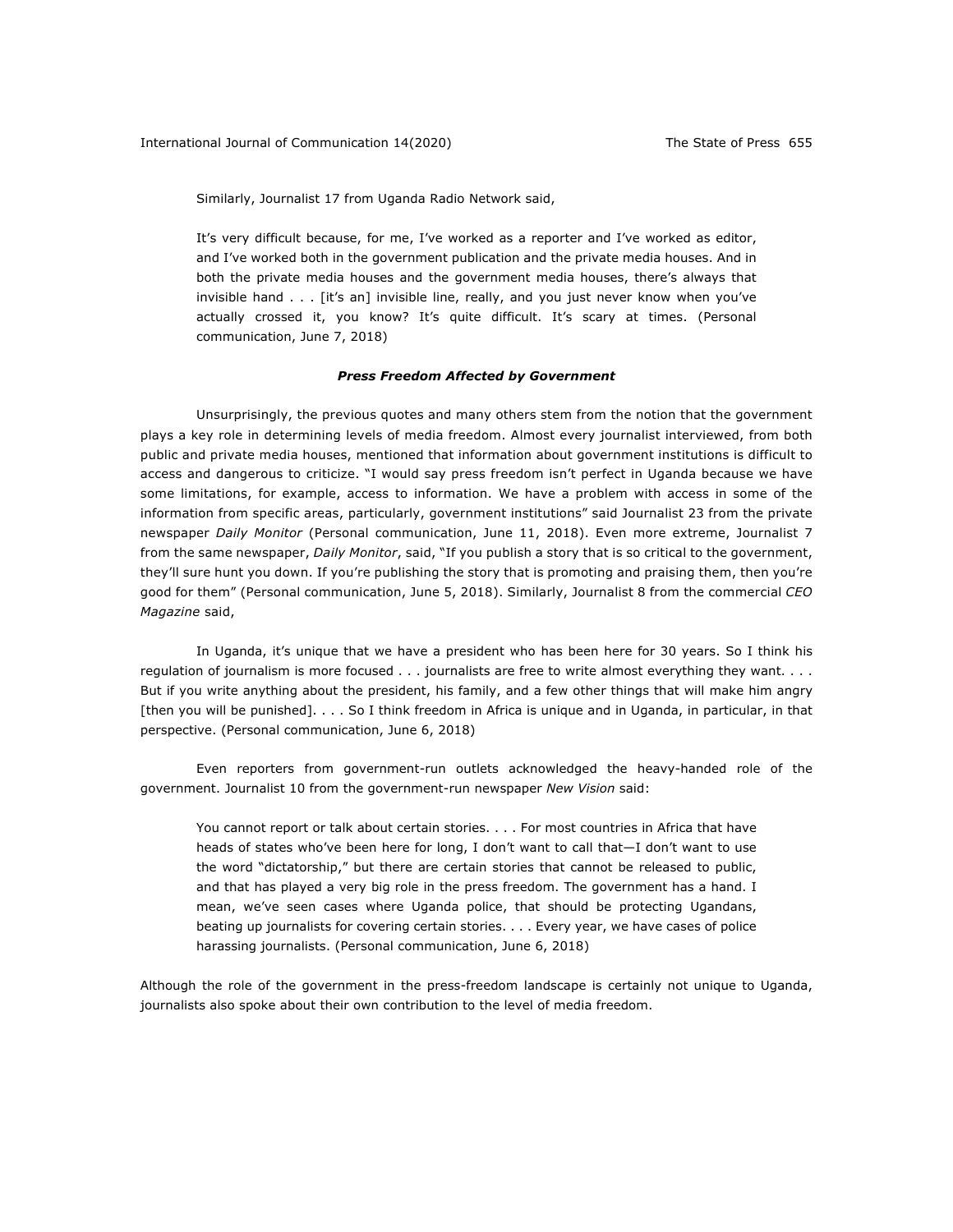Similarly, Journalist 17 from Uganda Radio Network said,

> It's very difficult because, for me, I've worked as a reporter and I've worked as editor, and I've worked both in the government publication and the private media houses. And in both the private media houses and the government media houses, there's always that invisible hand . . . [it's an] invisible line, really, and you just never know when you've actually crossed it, you know? It's quite difficult. It's scary at times. (Personal communication, June 7, 2018)

### ***Press Freedom Affected by Government***

Unsurprisingly, the previous quotes and many others stem from the notion that the government plays a key role in determining levels of media freedom. Almost every journalist interviewed, from both public and private media houses, mentioned that information about government institutions is difficult to access and dangerous to criticize. "I would say press freedom isn't perfect in Uganda because we have some limitations, for example, access to information. We have a problem with access in some of the information from specific areas, particularly, government institutions" said Journalist 23 from the private newspaper *Daily Monitor* (Personal communication, June 11, 2018). Even more extreme, Journalist 7 from the same newspaper, *Daily Monitor*, said, "If you publish a story that is so critical to the government, they'll sure hunt you down. If you're publishing the story that is promoting and praising them, then you're good for them" (Personal communication, June 5, 2018). Similarly, Journalist 8 from the commercial *CEO Magazine* said,

> In Uganda, it's unique that we have a president who has been here for 30 years. So I think his regulation of journalism is more focused . . . journalists are free to write almost everything they want. . . . But if you write anything about the president, his family, and a few other things that will make him angry [then you will be punished]. . . . So I think freedom in Africa is unique and in Uganda, in particular, in that perspective. (Personal communication, June 6, 2018)

Even reporters from government-run outlets acknowledged the heavy-handed role of the government. Journalist 10 from the government-run newspaper *New Vision* said:

> You cannot report or talk about certain stories. . . . For most countries in Africa that have heads of states who've been here for long, I don't want to call that—I don't want to use the word "dictatorship," but there are certain stories that cannot be released to public, and that has played a very big role in the press freedom. The government has a hand. I mean, we've seen cases where Uganda police, that should be protecting Ugandans, beating up journalists for covering certain stories. . . . Every year, we have cases of police harassing journalists. (Personal communication, June 6, 2018)

Although the role of the government in the press-freedom landscape is certainly not unique to Uganda, journalists also spoke about their own contribution to the level of media freedom.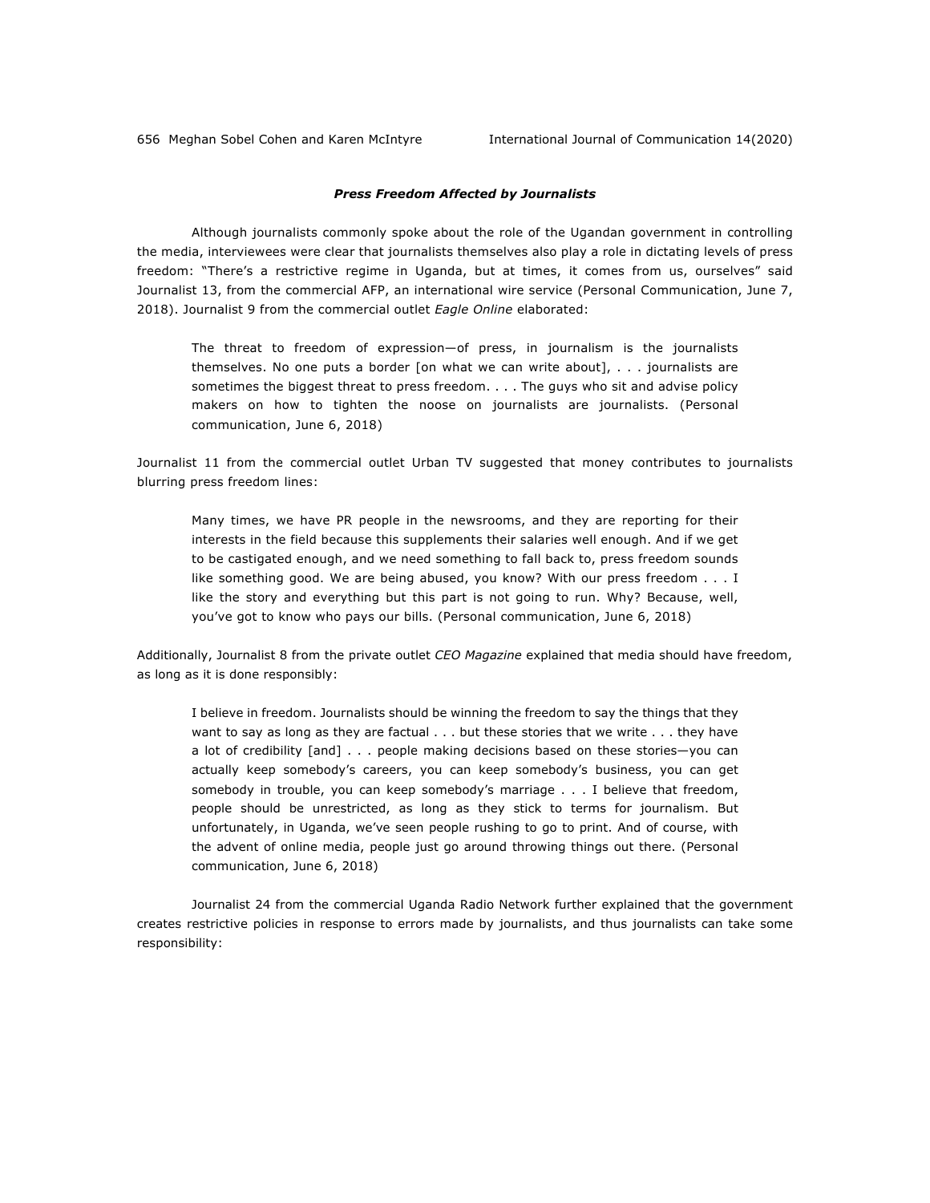### ***Press Freedom Affected by Journalists***

Although journalists commonly spoke about the role of the Ugandan government in controlling the media, interviewees were clear that journalists themselves also play a role in dictating levels of press freedom: "There's a restrictive regime in Uganda, but at times, it comes from us, ourselves" said Journalist 13, from the commercial AFP, an international wire service (Personal Communication, June 7, 2018). Journalist 9 from the commercial outlet *Eagle Online* elaborated:

> The threat to freedom of expression—of press, in journalism is the journalists themselves. No one puts a border [on what we can write about], . . . journalists are sometimes the biggest threat to press freedom. . . . The guys who sit and advise policy makers on how to tighten the noose on journalists are journalists. (Personal communication, June 6, 2018)

Journalist 11 from the commercial outlet Urban TV suggested that money contributes to journalists blurring press freedom lines:

> Many times, we have PR people in the newsrooms, and they are reporting for their interests in the field because this supplements their salaries well enough. And if we get to be castigated enough, and we need something to fall back to, press freedom sounds like something good. We are being abused, you know? With our press freedom . . . I like the story and everything but this part is not going to run. Why? Because, well, you've got to know who pays our bills. (Personal communication, June 6, 2018)

Additionally, Journalist 8 from the private outlet *CEO Magazine* explained that media should have freedom, as long as it is done responsibly:

> I believe in freedom. Journalists should be winning the freedom to say the things that they want to say as long as they are factual . . . but these stories that we write . . . they have a lot of credibility [and] . . . people making decisions based on these stories—you can actually keep somebody's careers, you can keep somebody's business, you can get somebody in trouble, you can keep somebody's marriage . . . I believe that freedom, people should be unrestricted, as long as they stick to terms for journalism. But unfortunately, in Uganda, we've seen people rushing to go to print. And of course, with the advent of online media, people just go around throwing things out there. (Personal communication, June 6, 2018)

Journalist 24 from the commercial Uganda Radio Network further explained that the government creates restrictive policies in response to errors made by journalists, and thus journalists can take some responsibility: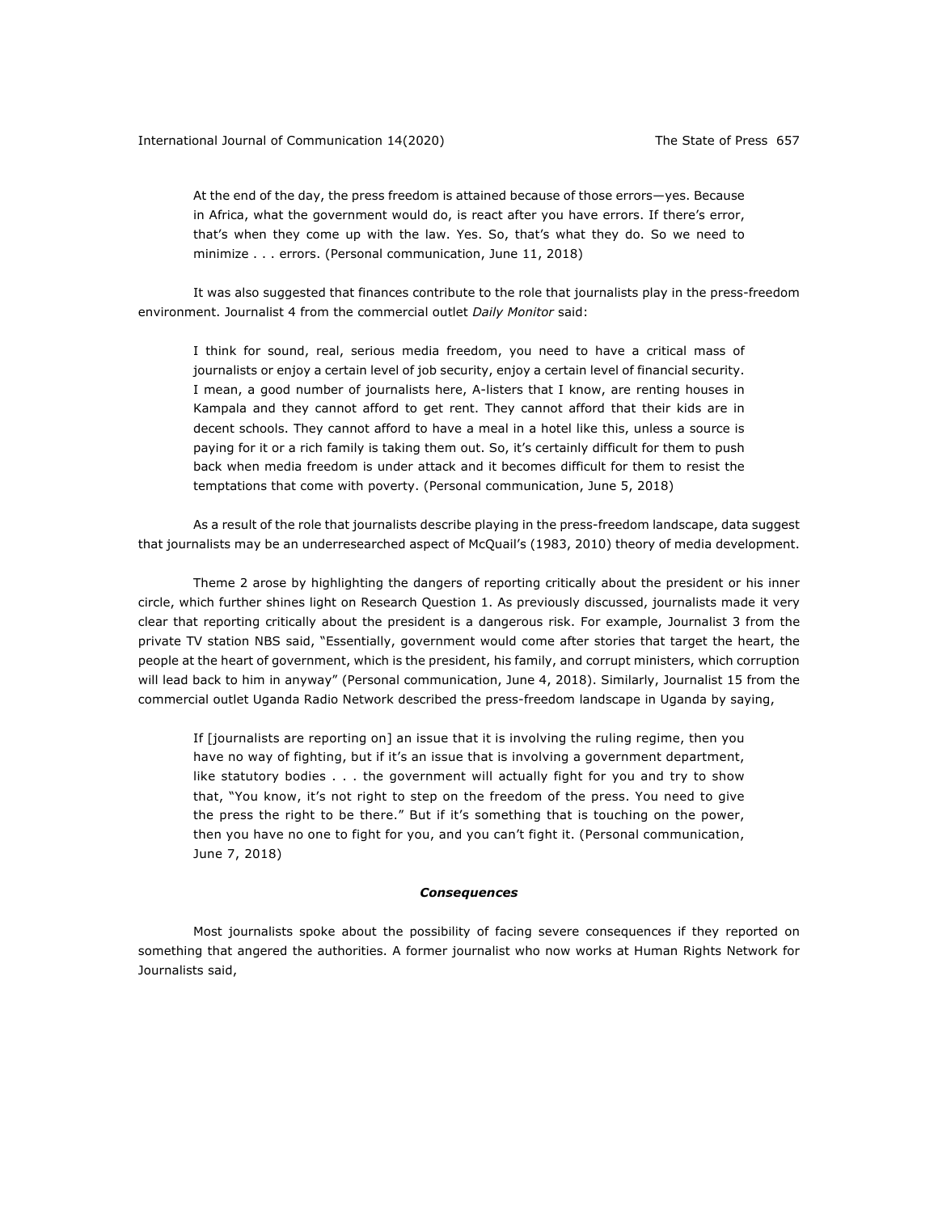> At the end of the day, the press freedom is attained because of those errors—yes. Because in Africa, what the government would do, is react after you have errors. If there's error, that's when they come up with the law. Yes. So, that's what they do. So we need to minimize . . . errors. (Personal communication, June 11, 2018)

It was also suggested that finances contribute to the role that journalists play in the press-freedom environment. Journalist 4 from the commercial outlet *Daily Monitor* said:

> I think for sound, real, serious media freedom, you need to have a critical mass of journalists or enjoy a certain level of job security, enjoy a certain level of financial security. I mean, a good number of journalists here, A-listers that I know, are renting houses in Kampala and they cannot afford to get rent. They cannot afford that their kids are in decent schools. They cannot afford to have a meal in a hotel like this, unless a source is paying for it or a rich family is taking them out. So, it's certainly difficult for them to push back when media freedom is under attack and it becomes difficult for them to resist the temptations that come with poverty. (Personal communication, June 5, 2018)

As a result of the role that journalists describe playing in the press-freedom landscape, data suggest that journalists may be an underresearched aspect of McQuail's (1983, 2010) theory of media development.

Theme 2 arose by highlighting the dangers of reporting critically about the president or his inner circle, which further shines light on Research Question 1. As previously discussed, journalists made it very clear that reporting critically about the president is a dangerous risk. For example, Journalist 3 from the private TV station NBS said, "Essentially, government would come after stories that target the heart, the people at the heart of government, which is the president, his family, and corrupt ministers, which corruption will lead back to him in anyway" (Personal communication, June 4, 2018). Similarly, Journalist 15 from the commercial outlet Uganda Radio Network described the press-freedom landscape in Uganda by saying,

> If [journalists are reporting on] an issue that it is involving the ruling regime, then you have no way of fighting, but if it's an issue that is involving a government department, like statutory bodies . . . the government will actually fight for you and try to show that, "You know, it's not right to step on the freedom of the press. You need to give the press the right to be there." But if it's something that is touching on the power, then you have no one to fight for you, and you can't fight it. (Personal communication, June 7, 2018)

### *Consequences*

Most journalists spoke about the possibility of facing severe consequences if they reported on something that angered the authorities. A former journalist who now works at Human Rights Network for Journalists said,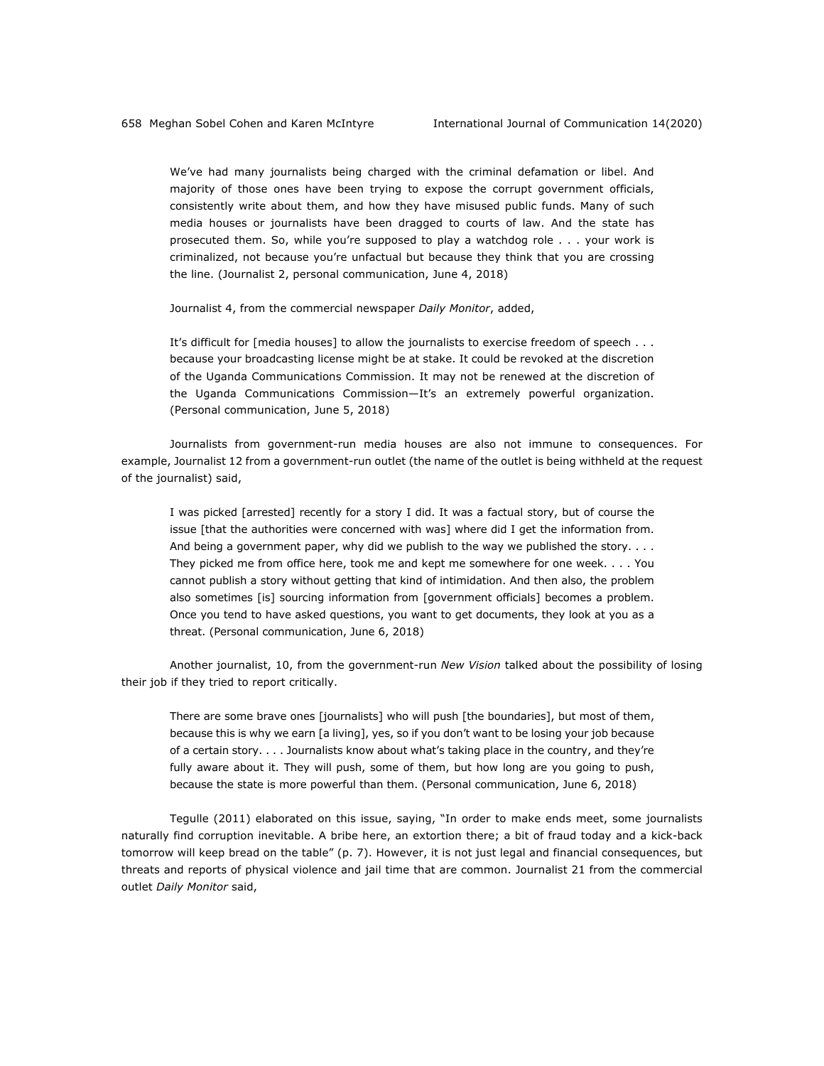> We've had many journalists being charged with the criminal defamation or libel. And majority of those ones have been trying to expose the corrupt government officials, consistently write about them, and how they have misused public funds. Many of such media houses or journalists have been dragged to courts of law. And the state has prosecuted them. So, while you're supposed to play a watchdog role . . . your work is criminalized, not because you're unfactual but because they think that you are crossing the line. (Journalist 2, personal communication, June 4, 2018)

Journalist 4, from the commercial newspaper *Daily Monitor*, added,

> It's difficult for [media houses] to allow the journalists to exercise freedom of speech . . . because your broadcasting license might be at stake. It could be revoked at the discretion of the Uganda Communications Commission. It may not be renewed at the discretion of the Uganda Communications Commission—It's an extremely powerful organization. (Personal communication, June 5, 2018)

Journalists from government-run media houses are also not immune to consequences. For example, Journalist 12 from a government-run outlet (the name of the outlet is being withheld at the request of the journalist) said,

> I was picked [arrested] recently for a story I did. It was a factual story, but of course the issue [that the authorities were concerned with was] where did I get the information from. And being a government paper, why did we publish to the way we published the story. . . . They picked me from office here, took me and kept me somewhere for one week. . . . You cannot publish a story without getting that kind of intimidation. And then also, the problem also sometimes [is] sourcing information from [government officials] becomes a problem. Once you tend to have asked questions, you want to get documents, they look at you as a threat. (Personal communication, June 6, 2018)

Another journalist, 10, from the government-run *New Vision* talked about the possibility of losing their job if they tried to report critically.

> There are some brave ones [journalists] who will push [the boundaries], but most of them, because this is why we earn [a living], yes, so if you don't want to be losing your job because of a certain story. . . . Journalists know about what's taking place in the country, and they're fully aware about it. They will push, some of them, but how long are you going to push, because the state is more powerful than them. (Personal communication, June 6, 2018)

Tegulle (2011) elaborated on this issue, saying, "In order to make ends meet, some journalists naturally find corruption inevitable. A bribe here, an extortion there; a bit of fraud today and a kick-back tomorrow will keep bread on the table" (p. 7). However, it is not just legal and financial consequences, but threats and reports of physical violence and jail time that are common. Journalist 21 from the commercial outlet *Daily Monitor* said,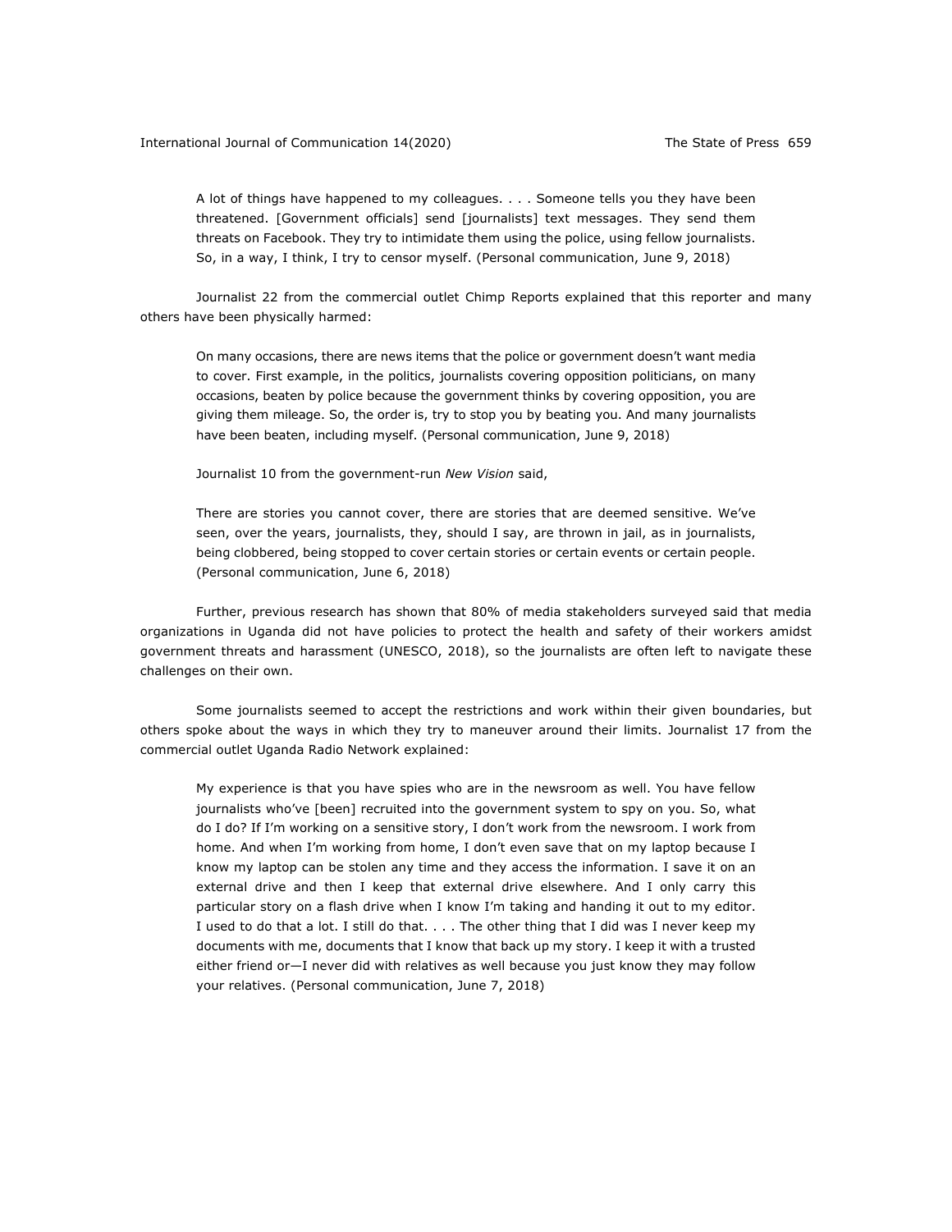> A lot of things have happened to my colleagues. . . . Someone tells you they have been threatened. [Government officials] send [journalists] text messages. They send them threats on Facebook. They try to intimidate them using the police, using fellow journalists. So, in a way, I think, I try to censor myself. (Personal communication, June 9, 2018)

Journalist 22 from the commercial outlet Chimp Reports explained that this reporter and many others have been physically harmed:

> On many occasions, there are news items that the police or government doesn't want media to cover. First example, in the politics, journalists covering opposition politicians, on many occasions, beaten by police because the government thinks by covering opposition, you are giving them mileage. So, the order is, try to stop you by beating you. And many journalists have been beaten, including myself. (Personal communication, June 9, 2018)

Journalist 10 from the government-run *New Vision* said,

> There are stories you cannot cover, there are stories that are deemed sensitive. We've seen, over the years, journalists, they, should I say, are thrown in jail, as in journalists, being clobbered, being stopped to cover certain stories or certain events or certain people. (Personal communication, June 6, 2018)

Further, previous research has shown that 80% of media stakeholders surveyed said that media organizations in Uganda did not have policies to protect the health and safety of their workers amidst government threats and harassment (UNESCO, 2018), so the journalists are often left to navigate these challenges on their own.

Some journalists seemed to accept the restrictions and work within their given boundaries, but others spoke about the ways in which they try to maneuver around their limits. Journalist 17 from the commercial outlet Uganda Radio Network explained:

> My experience is that you have spies who are in the newsroom as well. You have fellow journalists who've [been] recruited into the government system to spy on you. So, what do I do? If I'm working on a sensitive story, I don't work from the newsroom. I work from home. And when I'm working from home, I don't even save that on my laptop because I know my laptop can be stolen any time and they access the information. I save it on an external drive and then I keep that external drive elsewhere. And I only carry this particular story on a flash drive when I know I'm taking and handing it out to my editor. I used to do that a lot. I still do that. . . . The other thing that I did was I never keep my documents with me, documents that I know that back up my story. I keep it with a trusted either friend or—I never did with relatives as well because you just know they may follow your relatives. (Personal communication, June 7, 2018)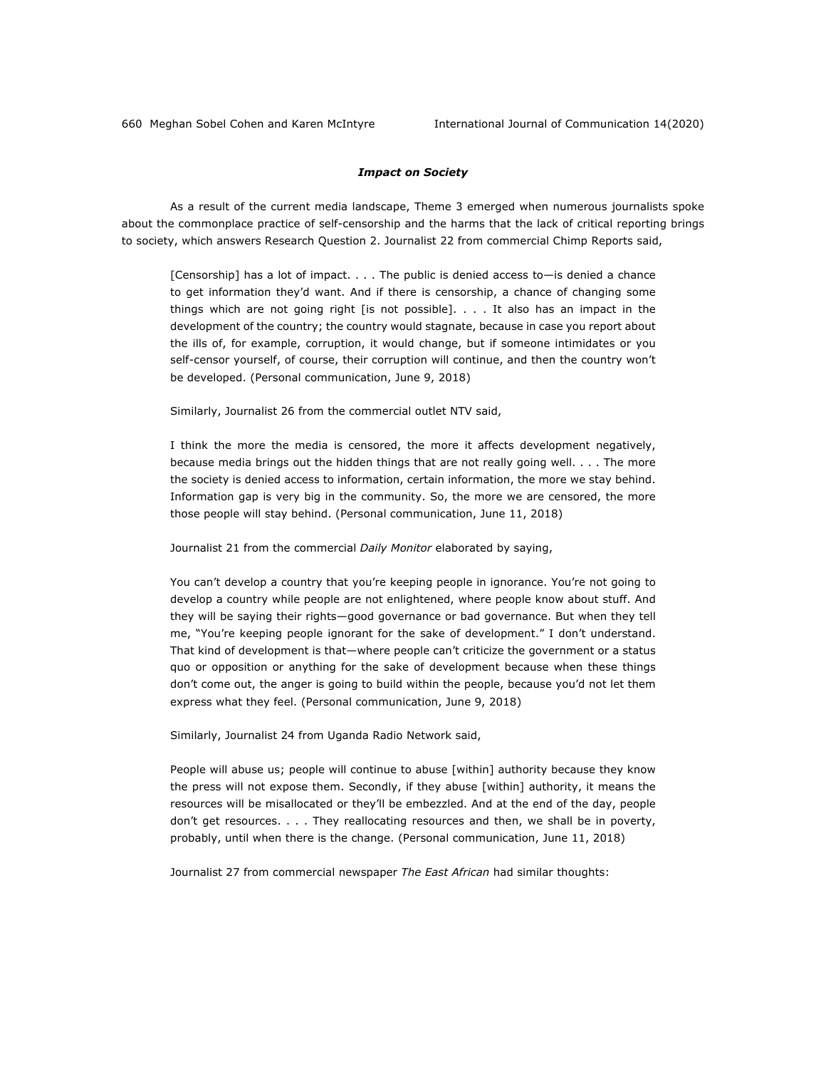### *Impact on Society*

As a result of the current media landscape, Theme 3 emerged when numerous journalists spoke about the commonplace practice of self-censorship and the harms that the lack of critical reporting brings to society, which answers Research Question 2. Journalist 22 from commercial Chimp Reports said,

> [Censorship] has a lot of impact. . . . The public is denied access to—is denied a chance to get information they'd want. And if there is censorship, a chance of changing some things which are not going right [is not possible]. . . . It also has an impact in the development of the country; the country would stagnate, because in case you report about the ills of, for example, corruption, it would change, but if someone intimidates or you self-censor yourself, of course, their corruption will continue, and then the country won't be developed. (Personal communication, June 9, 2018)

Similarly, Journalist 26 from the commercial outlet NTV said,

> I think the more the media is censored, the more it affects development negatively, because media brings out the hidden things that are not really going well. . . . The more the society is denied access to information, certain information, the more we stay behind. Information gap is very big in the community. So, the more we are censored, the more those people will stay behind. (Personal communication, June 11, 2018)

Journalist 21 from the commercial *Daily Monitor* elaborated by saying,

> You can't develop a country that you're keeping people in ignorance. You're not going to develop a country while people are not enlightened, where people know about stuff. And they will be saying their rights—good governance or bad governance. But when they tell me, "You're keeping people ignorant for the sake of development." I don't understand. That kind of development is that—where people can't criticize the government or a status quo or opposition or anything for the sake of development because when these things don't come out, the anger is going to build within the people, because you'd not let them express what they feel. (Personal communication, June 9, 2018)

Similarly, Journalist 24 from Uganda Radio Network said,

> People will abuse us; people will continue to abuse [within] authority because they know the press will not expose them. Secondly, if they abuse [within] authority, it means the resources will be misallocated or they'll be embezzled. And at the end of the day, people don't get resources. . . . They reallocating resources and then, we shall be in poverty, probably, until when there is the change. (Personal communication, June 11, 2018)

Journalist 27 from commercial newspaper *The East African* had similar thoughts: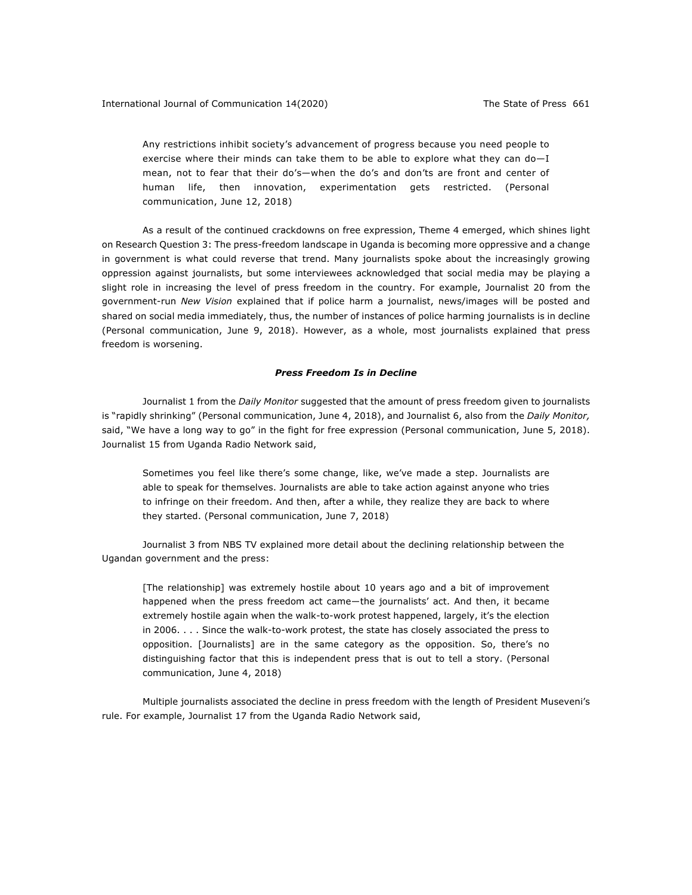> Any restrictions inhibit society's advancement of progress because you need people to exercise where their minds can take them to be able to explore what they can do—I mean, not to fear that their do's—when the do's and don'ts are front and center of human life, then innovation, experimentation gets restricted. (Personal communication, June 12, 2018)

As a result of the continued crackdowns on free expression, Theme 4 emerged, which shines light on Research Question 3: The press-freedom landscape in Uganda is becoming more oppressive and a change in government is what could reverse that trend. Many journalists spoke about the increasingly growing oppression against journalists, but some interviewees acknowledged that social media may be playing a slight role in increasing the level of press freedom in the country. For example, Journalist 20 from the government-run *New Vision* explained that if police harm a journalist, news/images will be posted and shared on social media immediately, thus, the number of instances of police harming journalists is in decline (Personal communication, June 9, 2018). However, as a whole, most journalists explained that press freedom is worsening.

### ***Press Freedom Is in Decline***

Journalist 1 from the *Daily Monitor* suggested that the amount of press freedom given to journalists is "rapidly shrinking" (Personal communication, June 4, 2018), and Journalist 6, also from the *Daily Monitor,* said, "We have a long way to go" in the fight for free expression (Personal communication, June 5, 2018). Journalist 15 from Uganda Radio Network said,

> Sometimes you feel like there's some change, like, we've made a step. Journalists are able to speak for themselves. Journalists are able to take action against anyone who tries to infringe on their freedom. And then, after a while, they realize they are back to where they started. (Personal communication, June 7, 2018)

Journalist 3 from NBS TV explained more detail about the declining relationship between the Ugandan government and the press:

> [The relationship] was extremely hostile about 10 years ago and a bit of improvement happened when the press freedom act came—the journalists' act. And then, it became extremely hostile again when the walk-to-work protest happened, largely, it's the election in 2006. . . . Since the walk-to-work protest, the state has closely associated the press to opposition. [Journalists] are in the same category as the opposition. So, there's no distinguishing factor that this is independent press that is out to tell a story. (Personal communication, June 4, 2018)

Multiple journalists associated the decline in press freedom with the length of President Museveni's rule. For example, Journalist 17 from the Uganda Radio Network said,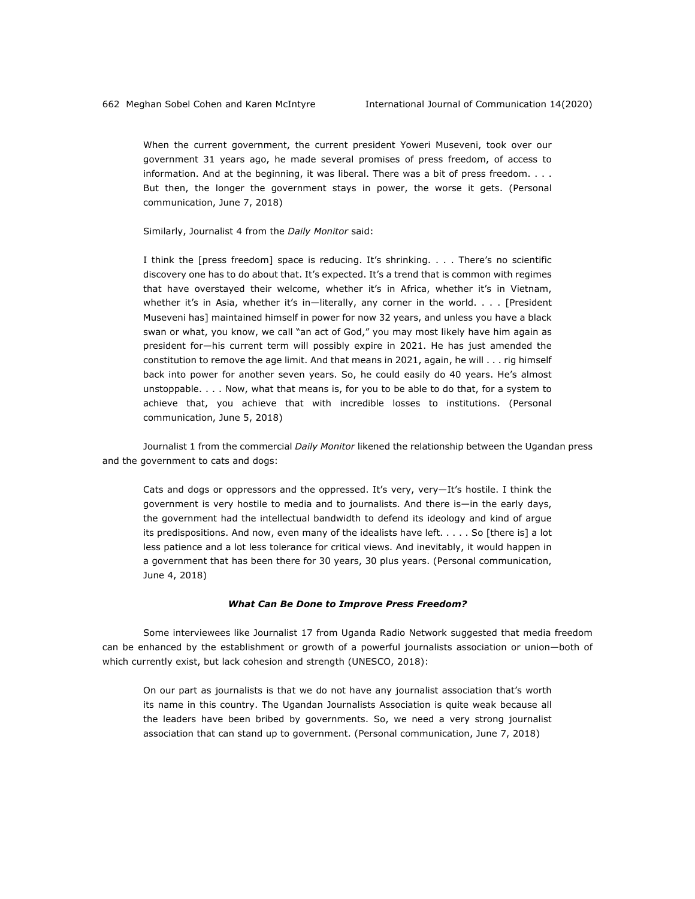> When the current government, the current president Yoweri Museveni, took over our government 31 years ago, he made several promises of press freedom, of access to information. And at the beginning, it was liberal. There was a bit of press freedom. . . . But then, the longer the government stays in power, the worse it gets. (Personal communication, June 7, 2018)

Similarly, Journalist 4 from the *Daily Monitor* said:

> I think the [press freedom] space is reducing. It's shrinking. . . . There's no scientific discovery one has to do about that. It's expected. It's a trend that is common with regimes that have overstayed their welcome, whether it's in Africa, whether it's in Vietnam, whether it's in Asia, whether it's in—literally, any corner in the world. . . . [President Museveni has] maintained himself in power for now 32 years, and unless you have a black swan or what, you know, we call "an act of God," you may most likely have him again as president for—his current term will possibly expire in 2021. He has just amended the constitution to remove the age limit. And that means in 2021, again, he will . . . rig himself back into power for another seven years. So, he could easily do 40 years. He's almost unstoppable. . . . Now, what that means is, for you to be able to do that, for a system to achieve that, you achieve that with incredible losses to institutions. (Personal communication, June 5, 2018)

Journalist 1 from the commercial *Daily Monitor* likened the relationship between the Ugandan press and the government to cats and dogs:

> Cats and dogs or oppressors and the oppressed. It's very, very—It's hostile. I think the government is very hostile to media and to journalists. And there is—in the early days, the government had the intellectual bandwidth to defend its ideology and kind of argue its predispositions. And now, even many of the idealists have left. . . . . So [there is] a lot less patience and a lot less tolerance for critical views. And inevitably, it would happen in a government that has been there for 30 years, 30 plus years. (Personal communication, June 4, 2018)

### ***What Can Be Done to Improve Press Freedom?***

Some interviewees like Journalist 17 from Uganda Radio Network suggested that media freedom can be enhanced by the establishment or growth of a powerful journalists association or union—both of which currently exist, but lack cohesion and strength (UNESCO, 2018):

> On our part as journalists is that we do not have any journalist association that's worth its name in this country. The Ugandan Journalists Association is quite weak because all the leaders have been bribed by governments. So, we need a very strong journalist association that can stand up to government. (Personal communication, June 7, 2018)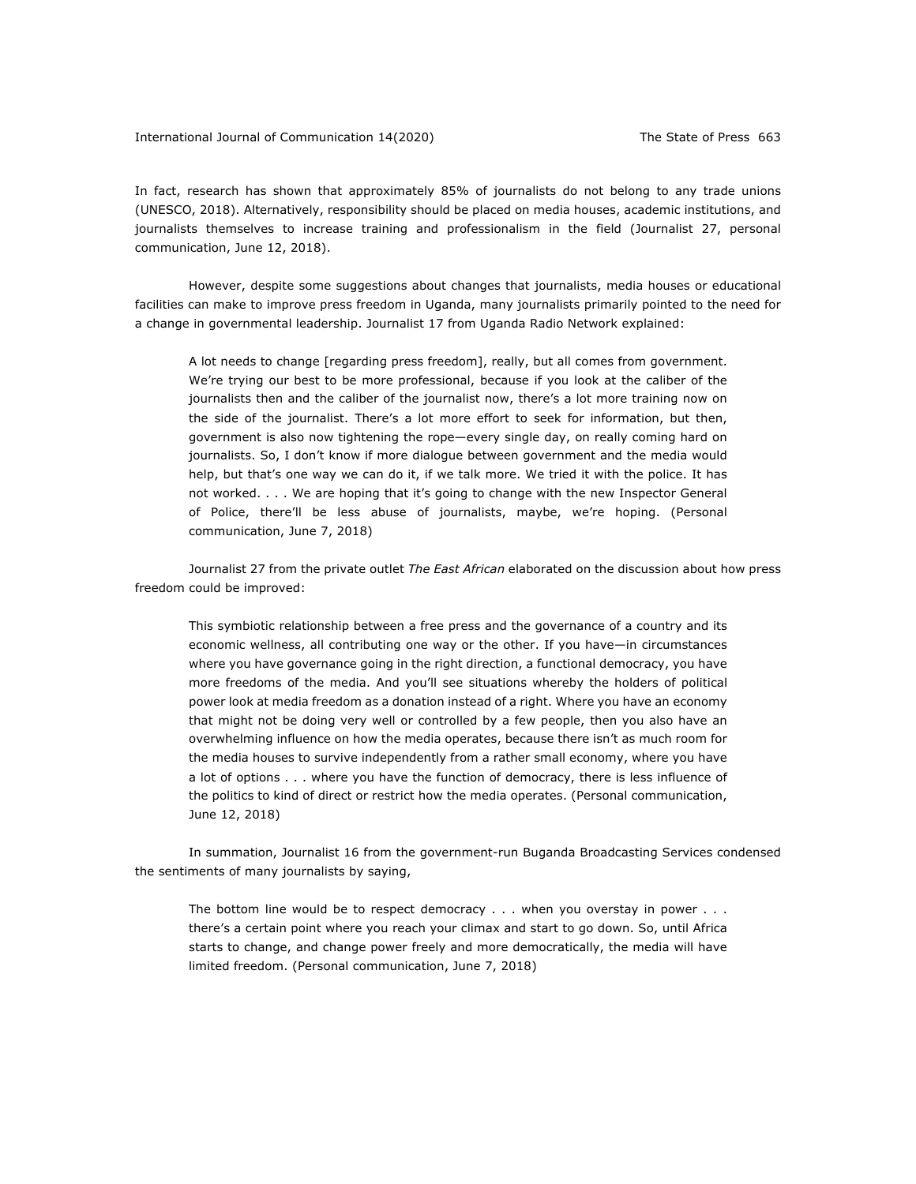In fact, research has shown that approximately 85% of journalists do not belong to any trade unions (UNESCO, 2018). Alternatively, responsibility should be placed on media houses, academic institutions, and journalists themselves to increase training and professionalism in the field (Journalist 27, personal communication, June 12, 2018).

However, despite some suggestions about changes that journalists, media houses or educational facilities can make to improve press freedom in Uganda, many journalists primarily pointed to the need for a change in governmental leadership. Journalist 17 from Uganda Radio Network explained:

> A lot needs to change [regarding press freedom], really, but all comes from government. We're trying our best to be more professional, because if you look at the caliber of the journalists then and the caliber of the journalist now, there's a lot more training now on the side of the journalist. There's a lot more effort to seek for information, but then, government is also now tightening the rope—every single day, on really coming hard on journalists. So, I don't know if more dialogue between government and the media would help, but that's one way we can do it, if we talk more. We tried it with the police. It has not worked. . . . We are hoping that it's going to change with the new Inspector General of Police, there'll be less abuse of journalists, maybe, we're hoping. (Personal communication, June 7, 2018)

Journalist 27 from the private outlet *The East African* elaborated on the discussion about how press freedom could be improved:

> This symbiotic relationship between a free press and the governance of a country and its economic wellness, all contributing one way or the other. If you have—in circumstances where you have governance going in the right direction, a functional democracy, you have more freedoms of the media. And you'll see situations whereby the holders of political power look at media freedom as a donation instead of a right. Where you have an economy that might not be doing very well or controlled by a few people, then you also have an overwhelming influence on how the media operates, because there isn't as much room for the media houses to survive independently from a rather small economy, where you have a lot of options . . . where you have the function of democracy, there is less influence of the politics to kind of direct or restrict how the media operates. (Personal communication, June 12, 2018)

In summation, Journalist 16 from the government-run Buganda Broadcasting Services condensed the sentiments of many journalists by saying,

> The bottom line would be to respect democracy . . . when you overstay in power . . . there's a certain point where you reach your climax and start to go down. So, until Africa starts to change, and change power freely and more democratically, the media will have limited freedom. (Personal communication, June 7, 2018)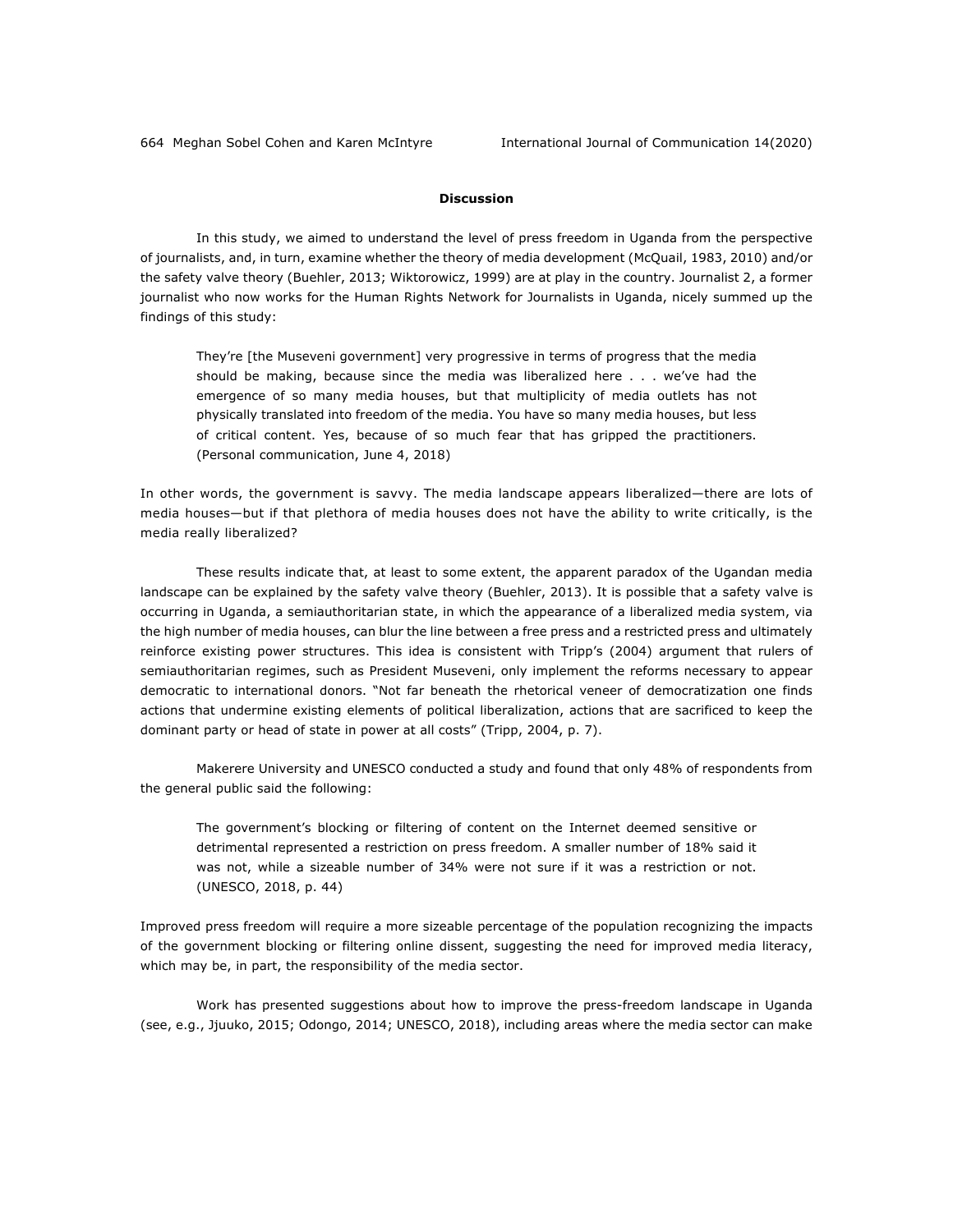## Discussion

In this study, we aimed to understand the level of press freedom in Uganda from the perspective of journalists, and, in turn, examine whether the theory of media development (McQuail, 1983, 2010) and/or the safety valve theory (Buehler, 2013; Wiktorowicz, 1999) are at play in the country. Journalist 2, a former journalist who now works for the Human Rights Network for Journalists in Uganda, nicely summed up the findings of this study:

> They're [the Museveni government] very progressive in terms of progress that the media should be making, because since the media was liberalized here . . . we've had the emergence of so many media houses, but that multiplicity of media outlets has not physically translated into freedom of the media. You have so many media houses, but less of critical content. Yes, because of so much fear that has gripped the practitioners. (Personal communication, June 4, 2018)

In other words, the government is savvy. The media landscape appears liberalized—there are lots of media houses—but if that plethora of media houses does not have the ability to write critically, is the media really liberalized?

These results indicate that, at least to some extent, the apparent paradox of the Ugandan media landscape can be explained by the safety valve theory (Buehler, 2013). It is possible that a safety valve is occurring in Uganda, a semiauthoritarian state, in which the appearance of a liberalized media system, via the high number of media houses, can blur the line between a free press and a restricted press and ultimately reinforce existing power structures. This idea is consistent with Tripp's (2004) argument that rulers of semiauthoritarian regimes, such as President Museveni, only implement the reforms necessary to appear democratic to international donors. "Not far beneath the rhetorical veneer of democratization one finds actions that undermine existing elements of political liberalization, actions that are sacrificed to keep the dominant party or head of state in power at all costs" (Tripp, 2004, p. 7).

Makerere University and UNESCO conducted a study and found that only 48% of respondents from the general public said the following:

> The government's blocking or filtering of content on the Internet deemed sensitive or detrimental represented a restriction on press freedom. A smaller number of 18% said it was not, while a sizeable number of 34% were not sure if it was a restriction or not. (UNESCO, 2018, p. 44)

Improved press freedom will require a more sizeable percentage of the population recognizing the impacts of the government blocking or filtering online dissent, suggesting the need for improved media literacy, which may be, in part, the responsibility of the media sector.

Work has presented suggestions about how to improve the press-freedom landscape in Uganda (see, e.g., Jjuuko, 2015; Odongo, 2014; UNESCO, 2018), including areas where the media sector can make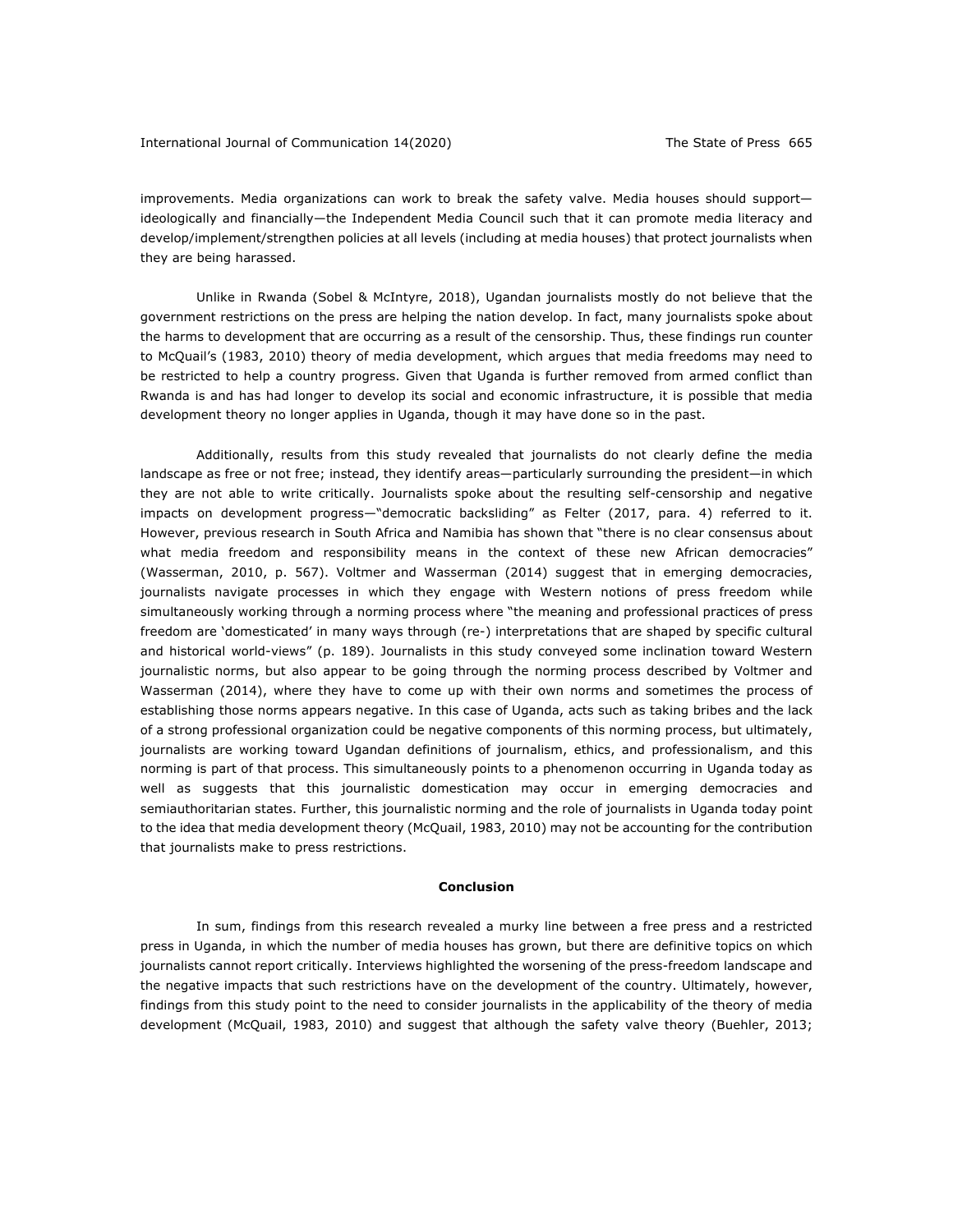improvements. Media organizations can work to break the safety valve. Media houses should support—ideologically and financially—the Independent Media Council such that it can promote media literacy and develop/implement/strengthen policies at all levels (including at media houses) that protect journalists when they are being harassed.

Unlike in Rwanda (Sobel & McIntyre, 2018), Ugandan journalists mostly do not believe that the government restrictions on the press are helping the nation develop. In fact, many journalists spoke about the harms to development that are occurring as a result of the censorship. Thus, these findings run counter to McQuail's (1983, 2010) theory of media development, which argues that media freedoms may need to be restricted to help a country progress. Given that Uganda is further removed from armed conflict than Rwanda is and has had longer to develop its social and economic infrastructure, it is possible that media development theory no longer applies in Uganda, though it may have done so in the past.

Additionally, results from this study revealed that journalists do not clearly define the media landscape as free or not free; instead, they identify areas—particularly surrounding the president—in which they are not able to write critically. Journalists spoke about the resulting self-censorship and negative impacts on development progress—"democratic backsliding" as Felter (2017, para. 4) referred to it. However, previous research in South Africa and Namibia has shown that "there is no clear consensus about what media freedom and responsibility means in the context of these new African democracies" (Wasserman, 2010, p. 567). Voltmer and Wasserman (2014) suggest that in emerging democracies, journalists navigate processes in which they engage with Western notions of press freedom while simultaneously working through a norming process where "the meaning and professional practices of press freedom are 'domesticated' in many ways through (re-) interpretations that are shaped by specific cultural and historical world-views" (p. 189). Journalists in this study conveyed some inclination toward Western journalistic norms, but also appear to be going through the norming process described by Voltmer and Wasserman (2014), where they have to come up with their own norms and sometimes the process of establishing those norms appears negative. In this case of Uganda, acts such as taking bribes and the lack of a strong professional organization could be negative components of this norming process, but ultimately, journalists are working toward Ugandan definitions of journalism, ethics, and professionalism, and this norming is part of that process. This simultaneously points to a phenomenon occurring in Uganda today as well as suggests that this journalistic domestication may occur in emerging democracies and semiauthoritarian states. Further, this journalistic norming and the role of journalists in Uganda today point to the idea that media development theory (McQuail, 1983, 2010) may not be accounting for the contribution that journalists make to press restrictions.

## Conclusion

In sum, findings from this research revealed a murky line between a free press and a restricted press in Uganda, in which the number of media houses has grown, but there are definitive topics on which journalists cannot report critically. Interviews highlighted the worsening of the press-freedom landscape and the negative impacts that such restrictions have on the development of the country. Ultimately, however, findings from this study point to the need to consider journalists in the applicability of the theory of media development (McQuail, 1983, 2010) and suggest that although the safety valve theory (Buehler, 2013;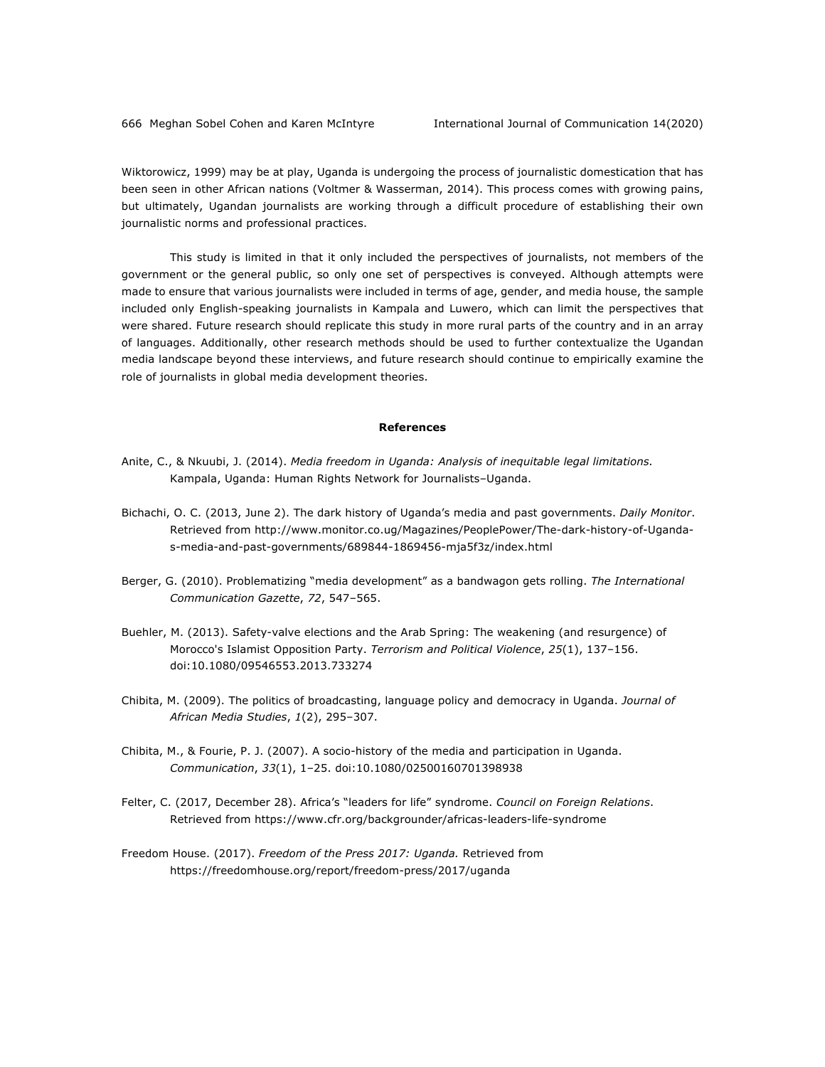Wiktorowicz, 1999) may be at play, Uganda is undergoing the process of journalistic domestication that has been seen in other African nations (Voltmer & Wasserman, 2014). This process comes with growing pains, but ultimately, Ugandan journalists are working through a difficult procedure of establishing their own journalistic norms and professional practices.

This study is limited in that it only included the perspectives of journalists, not members of the government or the general public, so only one set of perspectives is conveyed. Although attempts were made to ensure that various journalists were included in terms of age, gender, and media house, the sample included only English-speaking journalists in Kampala and Luwero, which can limit the perspectives that were shared. Future research should replicate this study in more rural parts of the country and in an array of languages. Additionally, other research methods should be used to further contextualize the Ugandan media landscape beyond these interviews, and future research should continue to empirically examine the role of journalists in global media development theories.

## References

Anite, C., & Nkuubi, J. (2014). *Media freedom in Uganda: Analysis of inequitable legal limitations.* Kampala, Uganda: Human Rights Network for Journalists–Uganda.

Bichachi, O. C. (2013, June 2). The dark history of Uganda's media and past governments. *Daily Monitor*. Retrieved from http://www.monitor.co.ug/Magazines/PeoplePower/The-dark-history-of-Uganda-s-media-and-past-governments/689844-1869456-mja5f3z/index.html

Berger, G. (2010). Problematizing "media development" as a bandwagon gets rolling. *The International Communication Gazette*, *72*, 547–565.

Buehler, M. (2013). Safety-valve elections and the Arab Spring: The weakening (and resurgence) of Morocco's Islamist Opposition Party. *Terrorism and Political Violence*, *25*(1), 137–156. doi:10.1080/09546553.2013.733274

Chibita, M. (2009). The politics of broadcasting, language policy and democracy in Uganda. *Journal of African Media Studies*, *1*(2), 295–307.

Chibita, M., & Fourie, P. J. (2007). A socio-history of the media and participation in Uganda. *Communication*, *33*(1), 1–25. doi:10.1080/02500160701398938

Felter, C. (2017, December 28). Africa's "leaders for life" syndrome. *Council on Foreign Relations*. Retrieved from https://www.cfr.org/backgrounder/africas-leaders-life-syndrome

Freedom House. (2017). *Freedom of the Press 2017: Uganda.* Retrieved from https://freedomhouse.org/report/freedom-press/2017/uganda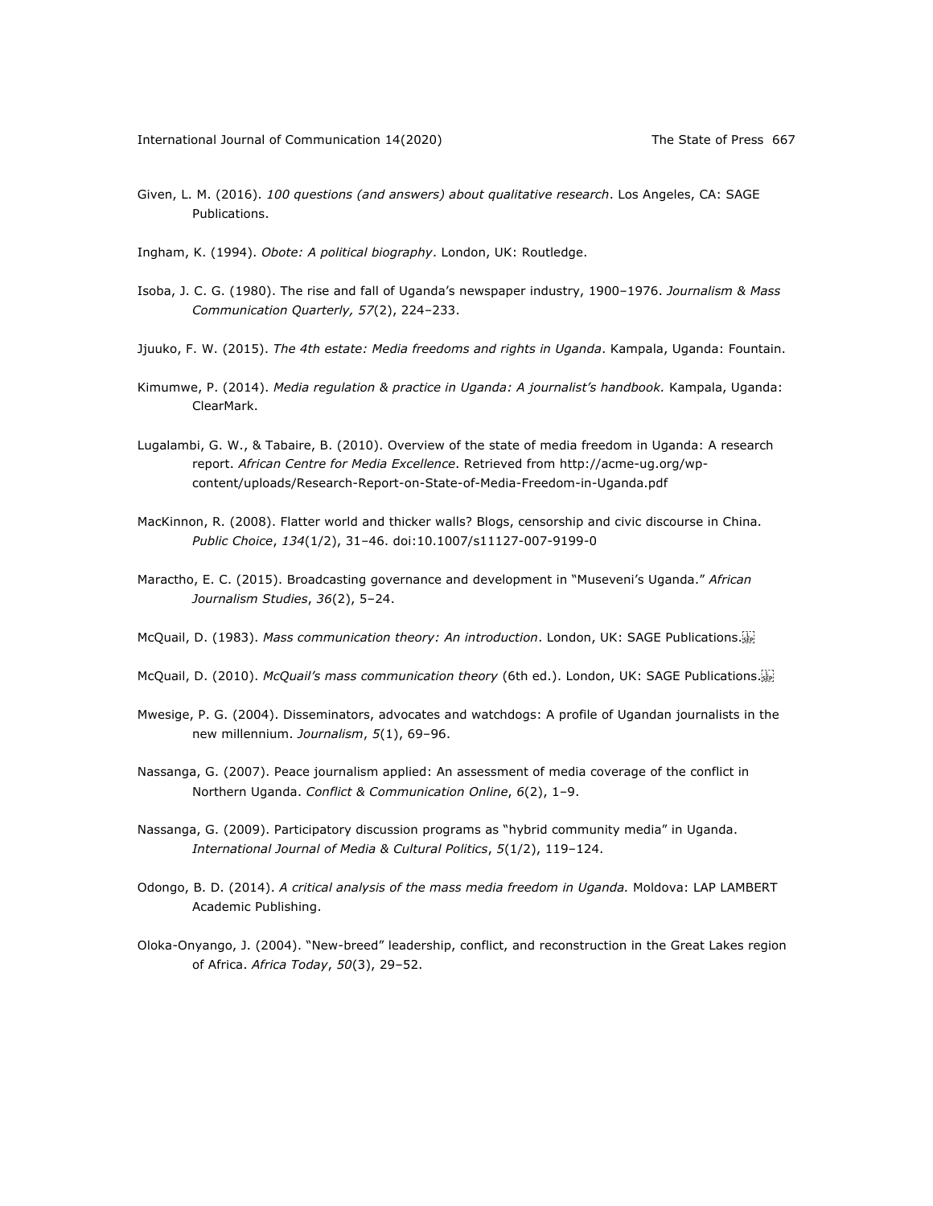Given, L. M. (2016). *100 questions (and answers) about qualitative research*. Los Angeles, CA: SAGE Publications.

Ingham, K. (1994). *Obote: A political biography*. London, UK: Routledge.

Isoba, J. C. G. (1980). The rise and fall of Uganda's newspaper industry, 1900–1976. *Journalism & Mass Communication Quarterly, 57*(2), 224–233.

Jjuuko, F. W. (2015). *The 4th estate: Media freedoms and rights in Uganda*. Kampala, Uganda: Fountain.

Kimumwe, P. (2014). *Media regulation & practice in Uganda: A journalist's handbook.* Kampala, Uganda: ClearMark.

Lugalambi, G. W., & Tabaire, B. (2010). Overview of the state of media freedom in Uganda: A research report. *African Centre for Media Excellence*. Retrieved from http://acme-ug.org/wp-content/uploads/Research-Report-on-State-of-Media-Freedom-in-Uganda.pdf

MacKinnon, R. (2008). Flatter world and thicker walls? Blogs, censorship and civic discourse in China. *Public Choice*, *134*(1/2), 31–46. doi:10.1007/s11127-007-9199-0

Maractho, E. C. (2015). Broadcasting governance and development in "Museveni's Uganda." *African Journalism Studies*, *36*(2), 5–24.

McQuail, D. (1983). *Mass communication theory: An introduction*. London, UK: SAGE Publications.

McQuail, D. (2010). *McQuail's mass communication theory* (6th ed.). London, UK: SAGE Publications.

Mwesige, P. G. (2004). Disseminators, advocates and watchdogs: A profile of Ugandan journalists in the new millennium. *Journalism*, *5*(1), 69–96.

Nassanga, G. (2007). Peace journalism applied: An assessment of media coverage of the conflict in Northern Uganda. *Conflict & Communication Online*, *6*(2), 1–9.

Nassanga, G. (2009). Participatory discussion programs as "hybrid community media" in Uganda. *International Journal of Media & Cultural Politics*, *5*(1/2), 119–124.

Odongo, B. D. (2014). *A critical analysis of the mass media freedom in Uganda.* Moldova: LAP LAMBERT Academic Publishing.

Oloka-Onyango, J. (2004). "New-breed" leadership, conflict, and reconstruction in the Great Lakes region of Africa. *Africa Today*, *50*(3), 29–52.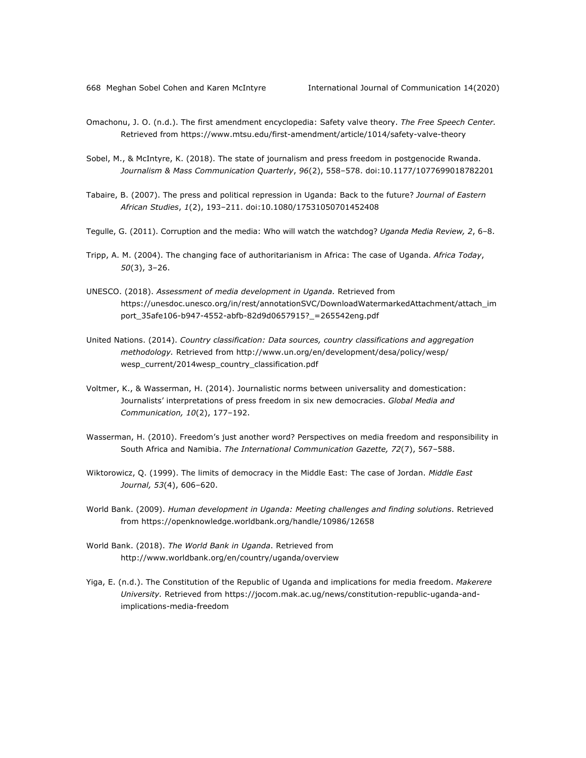Omachonu, J. O. (n.d.). The first amendment encyclopedia: Safety valve theory. *The Free Speech Center.* Retrieved from https://www.mtsu.edu/first-amendment/article/1014/safety-valve-theory

Sobel, M., & McIntyre, K. (2018). The state of journalism and press freedom in postgenocide Rwanda. *Journalism & Mass Communication Quarterly*, *96*(2), 558–578. doi:10.1177/1077699018782201

Tabaire, B. (2007). The press and political repression in Uganda: Back to the future? *Journal of Eastern African Studies*, *1*(2), 193–211. doi:10.1080/17531050701452408

Tegulle, G. (2011). Corruption and the media: Who will watch the watchdog? *Uganda Media Review, 2*, 6–8.

Tripp, A. M. (2004). The changing face of authoritarianism in Africa: The case of Uganda. *Africa Today*, *50*(3), 3–26.

UNESCO. (2018). *Assessment of media development in Uganda.* Retrieved from https://unesdoc.unesco.org/in/rest/annotationSVC/DownloadWatermarkedAttachment/attach_import_35afe106-b947-4552-abfb-82d9d0657915?_=265542eng.pdf

United Nations. (2014). *Country classification: Data sources, country classifications and aggregation methodology.* Retrieved from http://www.un.org/en/development/desa/policy/wesp/wesp_current/2014wesp_country_classification.pdf

Voltmer, K., & Wasserman, H. (2014). Journalistic norms between universality and domestication: Journalists' interpretations of press freedom in six new democracies. *Global Media and Communication, 10*(2), 177–192.

Wasserman, H. (2010). Freedom's just another word? Perspectives on media freedom and responsibility in South Africa and Namibia. *The International Communication Gazette, 72*(7), 567–588.

Wiktorowicz, Q. (1999). The limits of democracy in the Middle East: The case of Jordan. *Middle East Journal, 53*(4), 606–620.

World Bank. (2009). *Human development in Uganda: Meeting challenges and finding solutions*. Retrieved from https://openknowledge.worldbank.org/handle/10986/12658

World Bank. (2018). *The World Bank in Uganda*. Retrieved from http://www.worldbank.org/en/country/uganda/overview

Yiga, E. (n.d.). The Constitution of the Republic of Uganda and implications for media freedom. *Makerere University.* Retrieved from https://jocom.mak.ac.ug/news/constitution-republic-uganda-and-implications-media-freedom